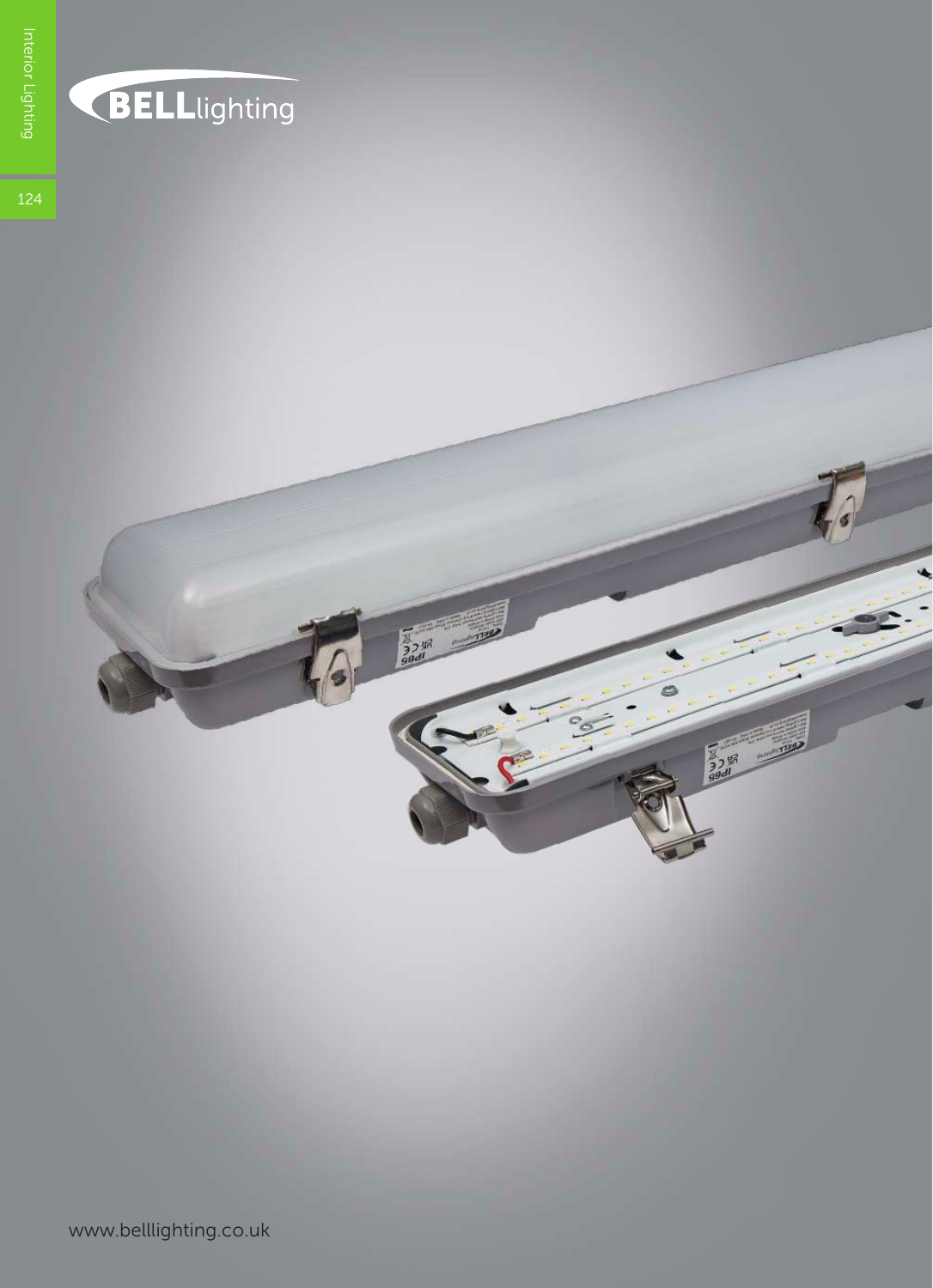BELLlighting

www.belllighting.co.uk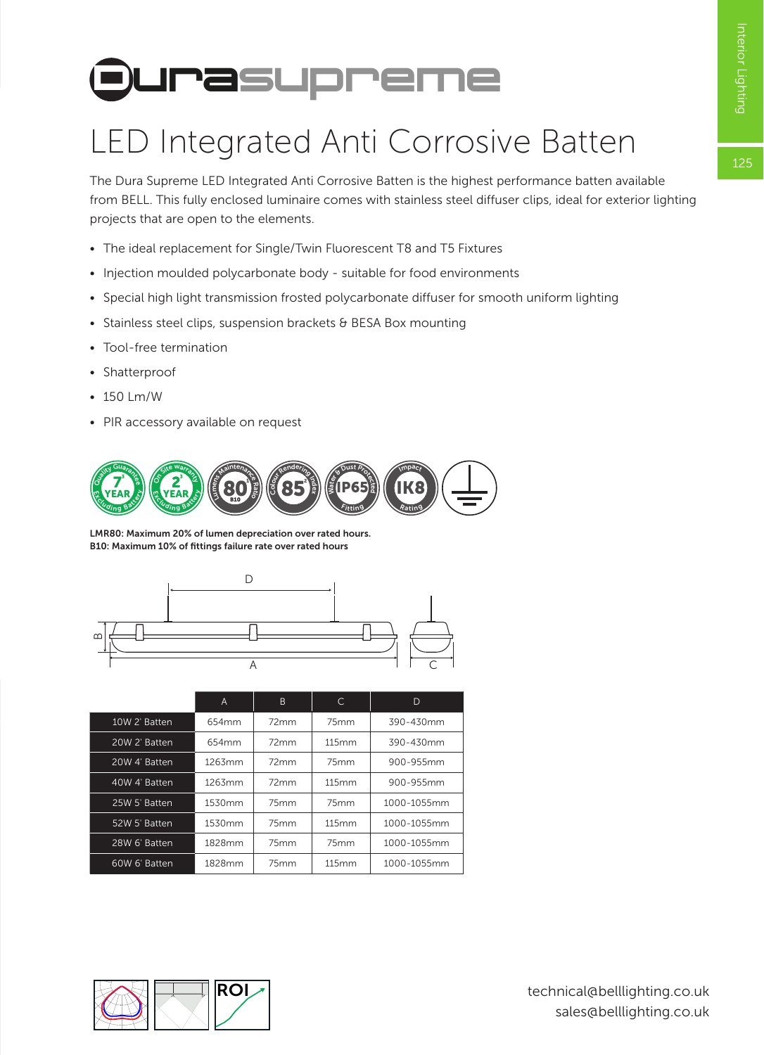# Durasupreme

## LED Integrated Anti Corrosive Batten

The Dura Supreme LED Integrated Anti Corrosive Batten is the highest performance batten available from BELL. This fully enclosed luminaire comes with stainless steel diffuser clips, ideal for exterior lighting projects that are open to the elements.

- The ideal replacement for Single/Twin Fluorescent T8 and T5 Fixtures
- Injection moulded polycarbonate body - suitable for food environments
- Special high light transmission frosted polycarbonate diffuser for smooth uniform lighting
- Stainless steel clips, suspension brackets & BESA Box mounting
- Tool-free termination
- Shatterproof
- 150 Lm/W
- PIR accessory available on request

**LMR80: Maximum 20% of lumen depreciation over rated hours.**
**B10: Maximum 10% of fittings failure rate over rated hours**

| | A | B | C | D |
|---|---|---|---|---|
| 10W 2' Batten | 654mm | 72mm | 75mm | 390-430mm |
| 20W 2' Batten | 654mm | 72mm | 115mm | 390-430mm |
| 20W 4' Batten | 1263mm | 72mm | 75mm | 900-955mm |
| 40W 4' Batten | 1263mm | 72mm | 115mm | 900-955mm |
| 25W 5' Batten | 1530mm | 75mm | 75mm | 1000-1055mm |
| 52W 5' Batten | 1530mm | 75mm | 115mm | 1000-1055mm |
| 28W 6' Batten | 1828mm | 75mm | 75mm | 1000-1055mm |
| 60W 6' Batten | 1828mm | 75mm | 115mm | 1000-1055mm |

technical@belllighting.co.uk
sales@belllighting.co.uk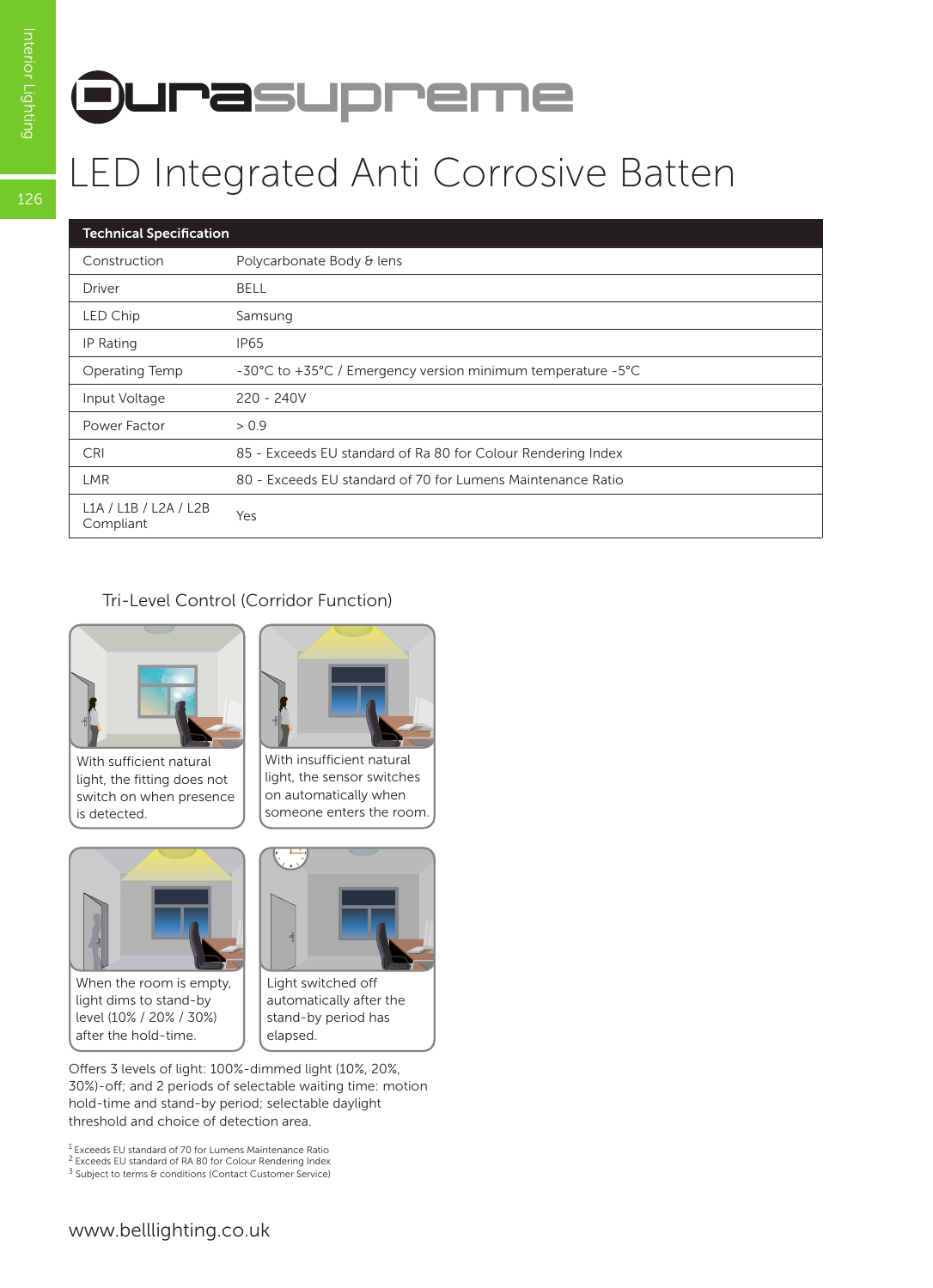# Durasupreme

## LED Integrated Anti Corrosive Batten

| Technical Specification | |
|---|---|
| Construction | Polycarbonate Body & lens |
| Driver | BELL |
| LED Chip | Samsung |
| IP Rating | IP65 |
| Operating Temp | -30°C to +35°C / Emergency version minimum temperature -5°C |
| Input Voltage | 220 - 240V |
| Power Factor | > 0.9 |
| CRI | 85 - Exceeds EU standard of Ra 80 for Colour Rendering Index |
| LMR | 80 - Exceeds EU standard of 70 for Lumens Maintenance Ratio |
| L1A / L1B / L2A / L2B Compliant | Yes |

### Tri-Level Control (Corridor Function)

With sufficient natural light, the fitting does not switch on when presence is detected.

With insufficient natural light, the sensor switches on automatically when someone enters the room.

When the room is empty, light dims to stand-by level (10% / 20% / 30%) after the hold-time.

Light switched off automatically after the stand-by period has elapsed.

Offers 3 levels of light: 100%-dimmed light (10%, 20%, 30%)-off; and 2 periods of selectable waiting time: motion hold-time and stand-by period; selectable daylight threshold and choice of detection area.

[1] Exceeds EU standard of 70 for Lumens Maintenance Ratio
[2] Exceeds EU standard of RA 80 for Colour Rendering Index
[3] Subject to terms & conditions (Contact Customer Service)

www.belllighting.co.uk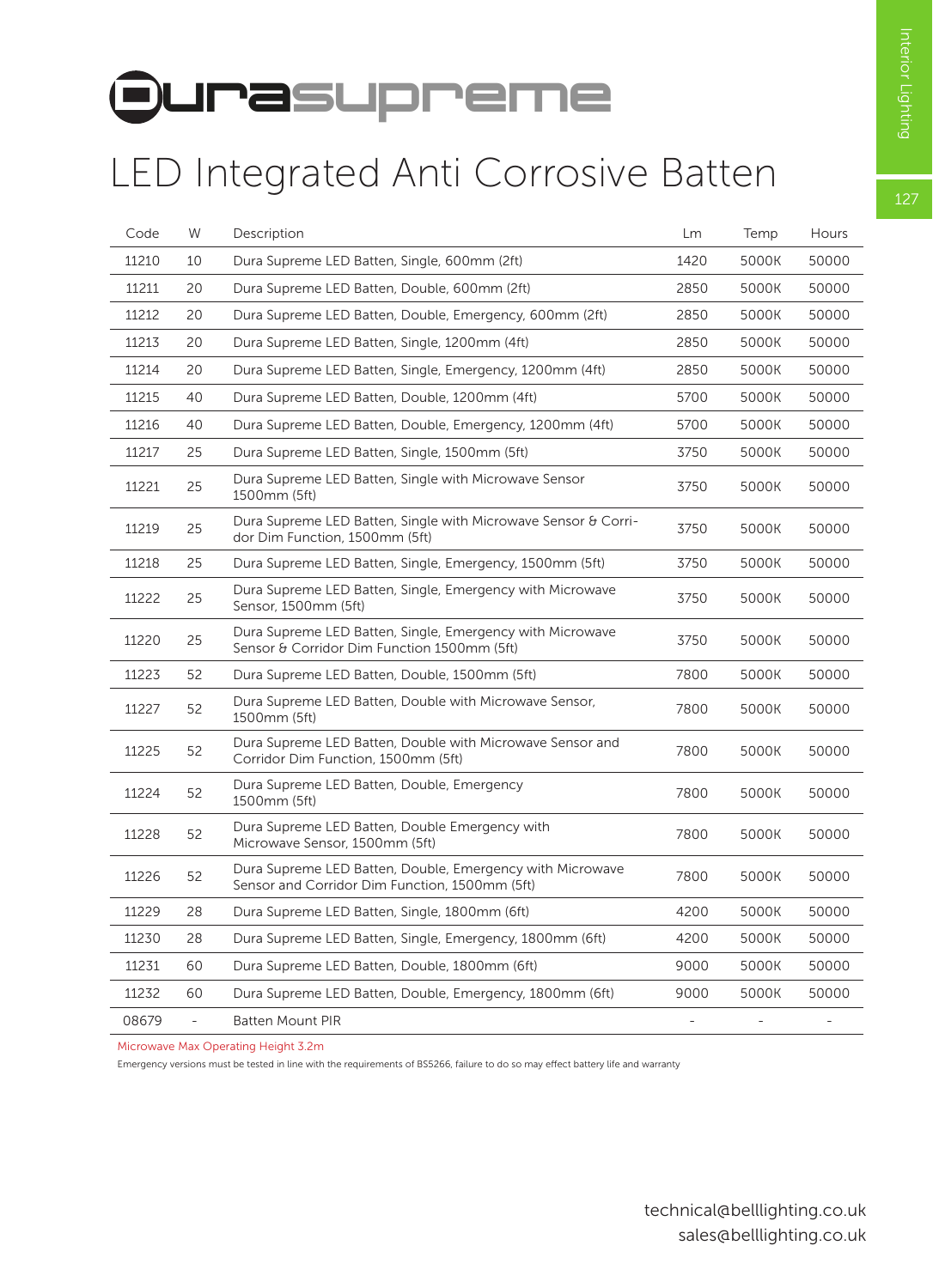# Durasupreme

## LED Integrated Anti Corrosive Batten

| Code | W | Description | Lm | Temp | Hours |
|---|---|---|---|---|---|
| 11210 | 10 | Dura Supreme LED Batten, Single, 600mm (2ft) | 1420 | 5000K | 50000 |
| 11211 | 20 | Dura Supreme LED Batten, Double, 600mm (2ft) | 2850 | 5000K | 50000 |
| 11212 | 20 | Dura Supreme LED Batten, Double, Emergency, 600mm (2ft) | 2850 | 5000K | 50000 |
| 11213 | 20 | Dura Supreme LED Batten, Single, 1200mm (4ft) | 2850 | 5000K | 50000 |
| 11214 | 20 | Dura Supreme LED Batten, Single, Emergency, 1200mm (4ft) | 2850 | 5000K | 50000 |
| 11215 | 40 | Dura Supreme LED Batten, Double, 1200mm (4ft) | 5700 | 5000K | 50000 |
| 11216 | 40 | Dura Supreme LED Batten, Double, Emergency, 1200mm (4ft) | 5700 | 5000K | 50000 |
| 11217 | 25 | Dura Supreme LED Batten, Single, 1500mm (5ft) | 3750 | 5000K | 50000 |
| 11221 | 25 | Dura Supreme LED Batten, Single with Microwave Sensor 1500mm (5ft) | 3750 | 5000K | 50000 |
| 11219 | 25 | Dura Supreme LED Batten, Single with Microwave Sensor & Corridor Dim Function, 1500mm (5ft) | 3750 | 5000K | 50000 |
| 11218 | 25 | Dura Supreme LED Batten, Single, Emergency, 1500mm (5ft) | 3750 | 5000K | 50000 |
| 11222 | 25 | Dura Supreme LED Batten, Single, Emergency with Microwave Sensor, 1500mm (5ft) | 3750 | 5000K | 50000 |
| 11220 | 25 | Dura Supreme LED Batten, Single, Emergency with Microwave Sensor & Corridor Dim Function 1500mm (5ft) | 3750 | 5000K | 50000 |
| 11223 | 52 | Dura Supreme LED Batten, Double, 1500mm (5ft) | 7800 | 5000K | 50000 |
| 11227 | 52 | Dura Supreme LED Batten, Double with Microwave Sensor, 1500mm (5ft) | 7800 | 5000K | 50000 |
| 11225 | 52 | Dura Supreme LED Batten, Double with Microwave Sensor and Corridor Dim Function, 1500mm (5ft) | 7800 | 5000K | 50000 |
| 11224 | 52 | Dura Supreme LED Batten, Double, Emergency 1500mm (5ft) | 7800 | 5000K | 50000 |
| 11228 | 52 | Dura Supreme LED Batten, Double Emergency with Microwave Sensor, 1500mm (5ft) | 7800 | 5000K | 50000 |
| 11226 | 52 | Dura Supreme LED Batten, Double, Emergency with Microwave Sensor and Corridor Dim Function, 1500mm (5ft) | 7800 | 5000K | 50000 |
| 11229 | 28 | Dura Supreme LED Batten, Single, 1800mm (6ft) | 4200 | 5000K | 50000 |
| 11230 | 28 | Dura Supreme LED Batten, Single, Emergency, 1800mm (6ft) | 4200 | 5000K | 50000 |
| 11231 | 60 | Dura Supreme LED Batten, Double, 1800mm (6ft) | 9000 | 5000K | 50000 |
| 11232 | 60 | Dura Supreme LED Batten, Double, Emergency, 1800mm (6ft) | 9000 | 5000K | 50000 |
| 08679 | - | Batten Mount PIR | - | - | - |

Microwave Max Operating Height 3.2m

Emergency versions must be tested in line with the requirements of BS5266, failure to do so may effect battery life and warranty

technical@belllighting.co.uk
sales@belllighting.co.uk